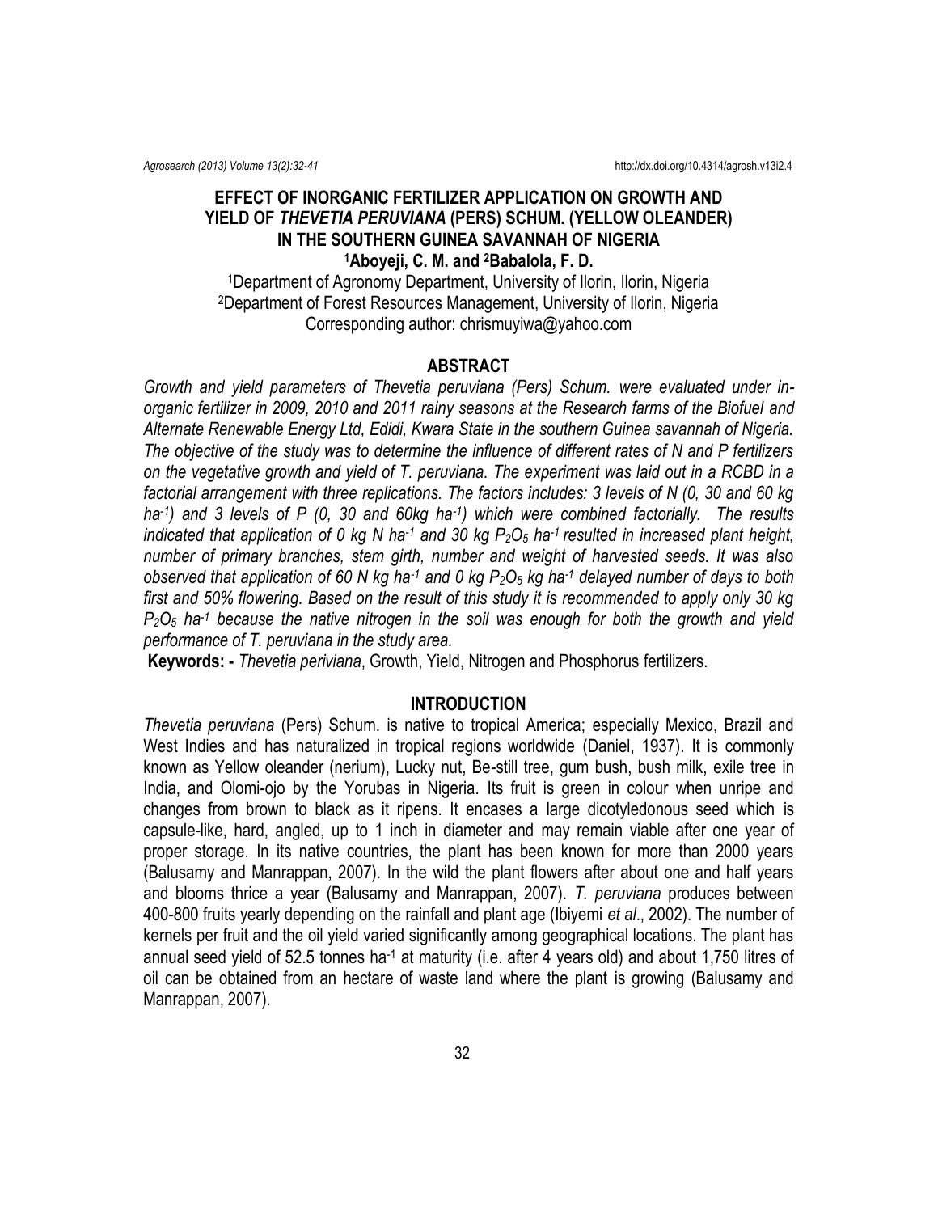# EFFECT OF INORGANIC FERTILIZER APPLICATION ON GROWTH AND YIELD OF *THEVETIA PERUVIANA* (PERS) SCHUM. (YELLOW OLEANDER) IN THE SOUTHERN GUINEA SAVANNAH OF NIGERIA

**[1]Aboyeji, C. M. and [2]Babalola, F. D.**

[1]Department of Agronomy Department, University of Ilorin, Ilorin, Nigeria
[2]Department of Forest Resources Management, University of Ilorin, Nigeria
Corresponding author: chrismuyiwa@yahoo.com

## ABSTRACT

*Growth and yield parameters of Thevetia peruviana (Pers) Schum. were evaluated under in-organic fertilizer in 2009, 2010 and 2011 rainy seasons at the Research farms of the Biofuel and Alternate Renewable Energy Ltd, Edidi, Kwara State in the southern Guinea savannah of Nigeria. The objective of the study was to determine the influence of different rates of N and P fertilizers on the vegetative growth and yield of T. peruviana. The experiment was laid out in a RCBD in a factorial arrangement with three replications. The factors includes: 3 levels of N (0, 30 and 60 kg ha$^{-1}$) and 3 levels of P (0, 30 and 60kg ha$^{-1}$) which were combined factorially. The results indicated that application of 0 kg N ha$^{-1}$ and 30 kg $P_2O_5$ ha$^{-1}$ resulted in increased plant height, number of primary branches, stem girth, number and weight of harvested seeds. It was also observed that application of 60 N kg ha$^{-1}$ and 0 kg $P_2O_5$ kg ha$^{-1}$ delayed number of days to both first and 50% flowering. Based on the result of this study it is recommended to apply only 30 kg $P_2O_5$ ha$^{-1}$ because the native nitrogen in the soil was enough for both the growth and yield performance of T. peruviana in the study area.*

**Keywords: -** *Thevetia periviana*, Growth, Yield, Nitrogen and Phosphorus fertilizers.

## INTRODUCTION

*Thevetia peruviana* (Pers) Schum. is native to tropical America; especially Mexico, Brazil and West Indies and has naturalized in tropical regions worldwide (Daniel, 1937). It is commonly known as Yellow oleander (nerium), Lucky nut, Be-still tree, gum bush, bush milk, exile tree in India, and Olomi-ojo by the Yorubas in Nigeria. Its fruit is green in colour when unripe and changes from brown to black as it ripens. It encases a large dicotyledonous seed which is capsule-like, hard, angled, up to 1 inch in diameter and may remain viable after one year of proper storage. In its native countries, the plant has been known for more than 2000 years (Balusamy and Manrappan, 2007). In the wild the plant flowers after about one and half years and blooms thrice a year (Balusamy and Manrappan, 2007). *T. peruviana* produces between 400-800 fruits yearly depending on the rainfall and plant age (Ibiyemi *et al*., 2002). The number of kernels per fruit and the oil yield varied significantly among geographical locations. The plant has annual seed yield of 52.5 tonnes ha$^{-1}$ at maturity (i.e. after 4 years old) and about 1,750 litres of oil can be obtained from an hectare of waste land where the plant is growing (Balusamy and Manrappan, 2007).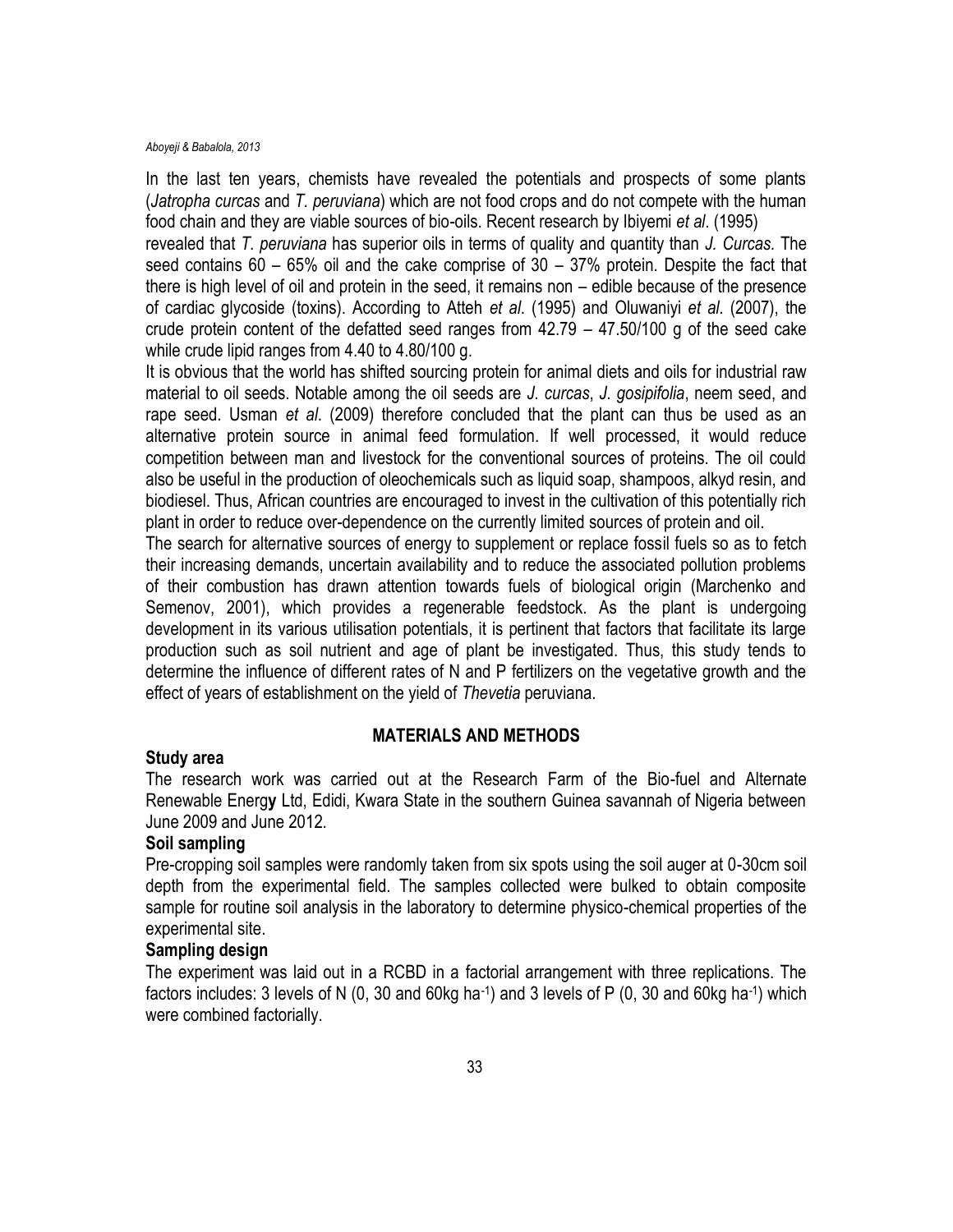In the last ten years, chemists have revealed the potentials and prospects of some plants (*Jatropha curcas* and *T. peruviana*) which are not food crops and do not compete with the human food chain and they are viable sources of bio-oils. Recent research by Ibiyemi *et al*. (1995) revealed that *T. peruviana* has superior oils in terms of quality and quantity than *J. Curcas.* The seed contains 60 – 65% oil and the cake comprise of 30 – 37% protein. Despite the fact that there is high level of oil and protein in the seed, it remains non – edible because of the presence of cardiac glycoside (toxins). According to Atteh *et al*. (1995) and Oluwaniyi *et al*. (2007), the crude protein content of the defatted seed ranges from 42.79 – 47.50/100 g of the seed cake while crude lipid ranges from 4.40 to 4.80/100 g.

It is obvious that the world has shifted sourcing protein for animal diets and oils for industrial raw material to oil seeds. Notable among the oil seeds are *J. curcas*, *J. gosipifolia*, neem seed, and rape seed. Usman *et al*. (2009) therefore concluded that the plant can thus be used as an alternative protein source in animal feed formulation. If well processed, it would reduce competition between man and livestock for the conventional sources of proteins. The oil could also be useful in the production of oleochemicals such as liquid soap, shampoos, alkyd resin, and biodiesel. Thus, African countries are encouraged to invest in the cultivation of this potentially rich plant in order to reduce over-dependence on the currently limited sources of protein and oil.

The search for alternative sources of energy to supplement or replace fossil fuels so as to fetch their increasing demands, uncertain availability and to reduce the associated pollution problems of their combustion has drawn attention towards fuels of biological origin (Marchenko and Semenov, 2001), which provides a regenerable feedstock. As the plant is undergoing development in its various utilisation potentials, it is pertinent that factors that facilitate its large production such as soil nutrient and age of plant be investigated. Thus, this study tends to determine the influence of different rates of N and P fertilizers on the vegetative growth and the effect of years of establishment on the yield of *Thevetia* peruviana.

## MATERIALS AND METHODS

### Study area

The research work was carried out at the Research Farm of the Bio-fuel and Alternate Renewable Energ**y** Ltd, Edidi, Kwara State in the southern Guinea savannah of Nigeria between June 2009 and June 2012.

### Soil sampling

Pre-cropping soil samples were randomly taken from six spots using the soil auger at 0-30cm soil depth from the experimental field. The samples collected were bulked to obtain composite sample for routine soil analysis in the laboratory to determine physico-chemical properties of the experimental site.

### Sampling design

The experiment was laid out in a RCBD in a factorial arrangement with three replications. The factors includes: 3 levels of N (0, 30 and 60kg $ha^{-1}$) and 3 levels of P (0, 30 and 60kg $ha^{-1}$) which were combined factorially.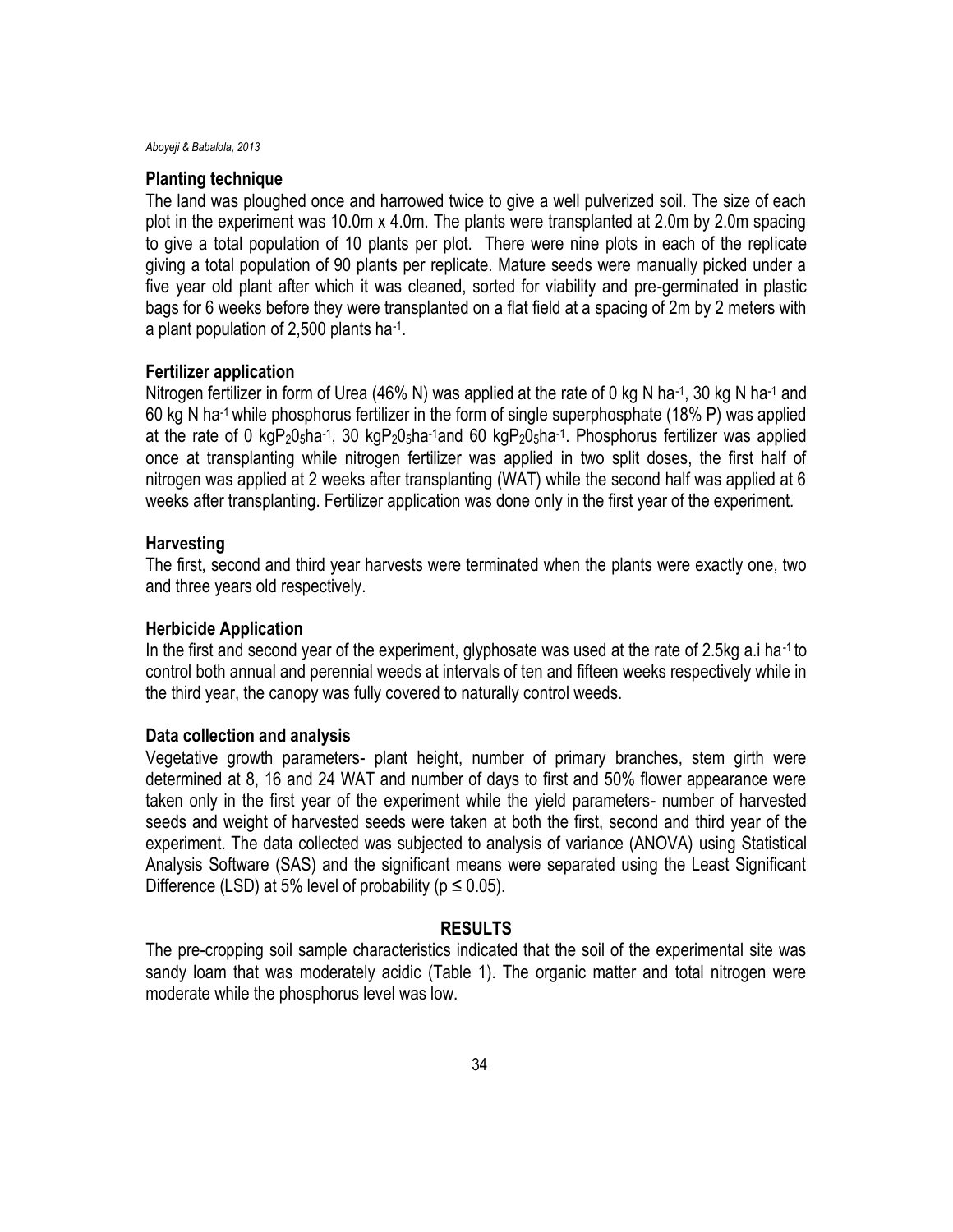### Planting technique

The land was ploughed once and harrowed twice to give a well pulverized soil. The size of each plot in the experiment was 10.0m x 4.0m. The plants were transplanted at 2.0m by 2.0m spacing to give a total population of 10 plants per plot. There were nine plots in each of the replicate giving a total population of 90 plants per replicate. Mature seeds were manually picked under a five year old plant after which it was cleaned, sorted for viability and pre-germinated in plastic bags for 6 weeks before they were transplanted on a flat field at a spacing of 2m by 2 meters with a plant population of 2,500 plants $ha^{-1}$.

### Fertilizer application

Nitrogen fertilizer in form of Urea (46% N) was applied at the rate of 0 kg N $ha^{-1}$, 30 kg N $ha^{-1}$ and 60 kg N $ha^{-1}$ while phosphorus fertilizer in the form of single superphosphate (18% P) was applied at the rate of 0 kg$P_2O_5$$ha^{-1}$, 30 kg$P_2O_5$$ha^{-1}$and 60 kg$P_2O_5$$ha^{-1}$. Phosphorus fertilizer was applied once at transplanting while nitrogen fertilizer was applied in two split doses, the first half of nitrogen was applied at 2 weeks after transplanting (WAT) while the second half was applied at 6 weeks after transplanting. Fertilizer application was done only in the first year of the experiment.

### Harvesting

The first, second and third year harvests were terminated when the plants were exactly one, two and three years old respectively.

### Herbicide Application

In the first and second year of the experiment, glyphosate was used at the rate of 2.5kg a.i $ha^{-1}$ to control both annual and perennial weeds at intervals of ten and fifteen weeks respectively while in the third year, the canopy was fully covered to naturally control weeds.

### Data collection and analysis

Vegetative growth parameters- plant height, number of primary branches, stem girth were determined at 8, 16 and 24 WAT and number of days to first and 50% flower appearance were taken only in the first year of the experiment while the yield parameters- number of harvested seeds and weight of harvested seeds were taken at both the first, second and third year of the experiment. The data collected was subjected to analysis of variance (ANOVA) using Statistical Analysis Software (SAS) and the significant means were separated using the Least Significant Difference (LSD) at 5% level of probability ($p \leq 0.05$).

## RESULTS

The pre-cropping soil sample characteristics indicated that the soil of the experimental site was sandy loam that was moderately acidic (Table 1). The organic matter and total nitrogen were moderate while the phosphorus level was low.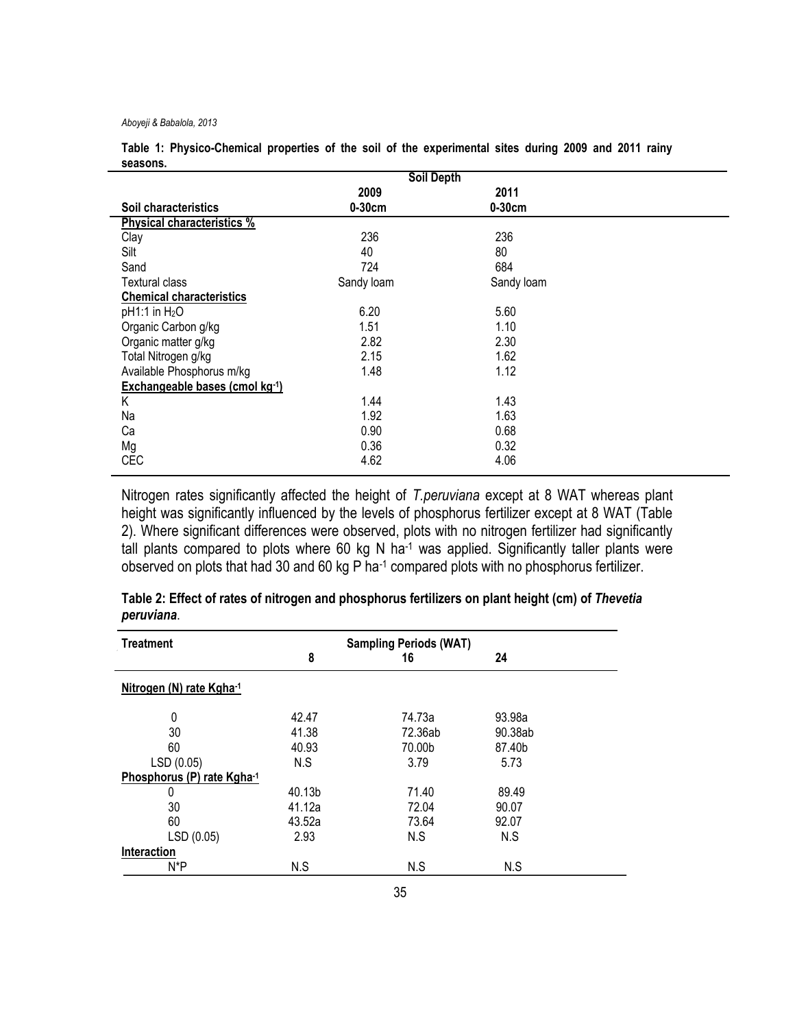**Table 1: Physico-Chemical properties of the soil of the experimental sites during 2009 and 2011 rainy seasons.**

| | Soil Depth | |
|---|---|---|
| | 2009 | 2011 |
| **Soil characteristics** | **0-30cm** | **0-30cm** |
| **Physical characteristics %** | | |
| Clay | 236 | 236 |
| Silt | 40 | 80 |
| Sand | 724 | 684 |
| Textural class | Sandy loam | Sandy loam |
| **Chemical characteristics** | | |
| pH1:1 in $H_2O$ | 6.20 | 5.60 |
| Organic Carbon g/kg | 1.51 | 1.10 |
| Organic matter g/kg | 2.82 | 2.30 |
| Total Nitrogen g/kg | 2.15 | 1.62 |
| Available Phosphorus m/kg | 1.48 | 1.12 |
| **Exchangeable bases (cmol kg$^{-1}$)** | | |
| K | 1.44 | 1.43 |
| Na | 1.92 | 1.63 |
| Ca | 0.90 | 0.68 |
| Mg | 0.36 | 0.32 |
| CEC | 4.62 | 4.06 |

Nitrogen rates significantly affected the height of *T.peruviana* except at 8 WAT whereas plant height was significantly influenced by the levels of phosphorus fertilizer except at 8 WAT (Table 2). Where significant differences were observed, plots with no nitrogen fertilizer had significantly tall plants compared to plots where 60 kg N ha$^{-1}$ was applied. Significantly taller plants were observed on plots that had 30 and 60 kg P ha$^{-1}$ compared plots with no phosphorus fertilizer.

**Table 2: Effect of rates of nitrogen and phosphorus fertilizers on plant height (cm) of *Thevetia peruviana*.**

| Treatment | Sampling Periods (WAT) | | |
|---|---|---|---|
| | 8 | 16 | 24 |
| **Nitrogen (N) rate Kgha$^{-1}$** | | | |
| 0 | 42.47 | 74.73a | 93.98a |
| 30 | 41.38 | 72.36ab | 90.38ab |
| 60 | 40.93 | 70.00b | 87.40b |
| LSD (0.05) | N.S | 3.79 | 5.73 |
| **Phosphorus (P) rate Kgha$^{-1}$** | | | |
| 0 | 40.13b | 71.40 | 89.49 |
| 30 | 41.12a | 72.04 | 90.07 |
| 60 | 43.52a | 73.64 | 92.07 |
| LSD (0.05) | 2.93 | N.S | N.S |
| **Interaction** | | | |
| N*P | N.S | N.S | N.S |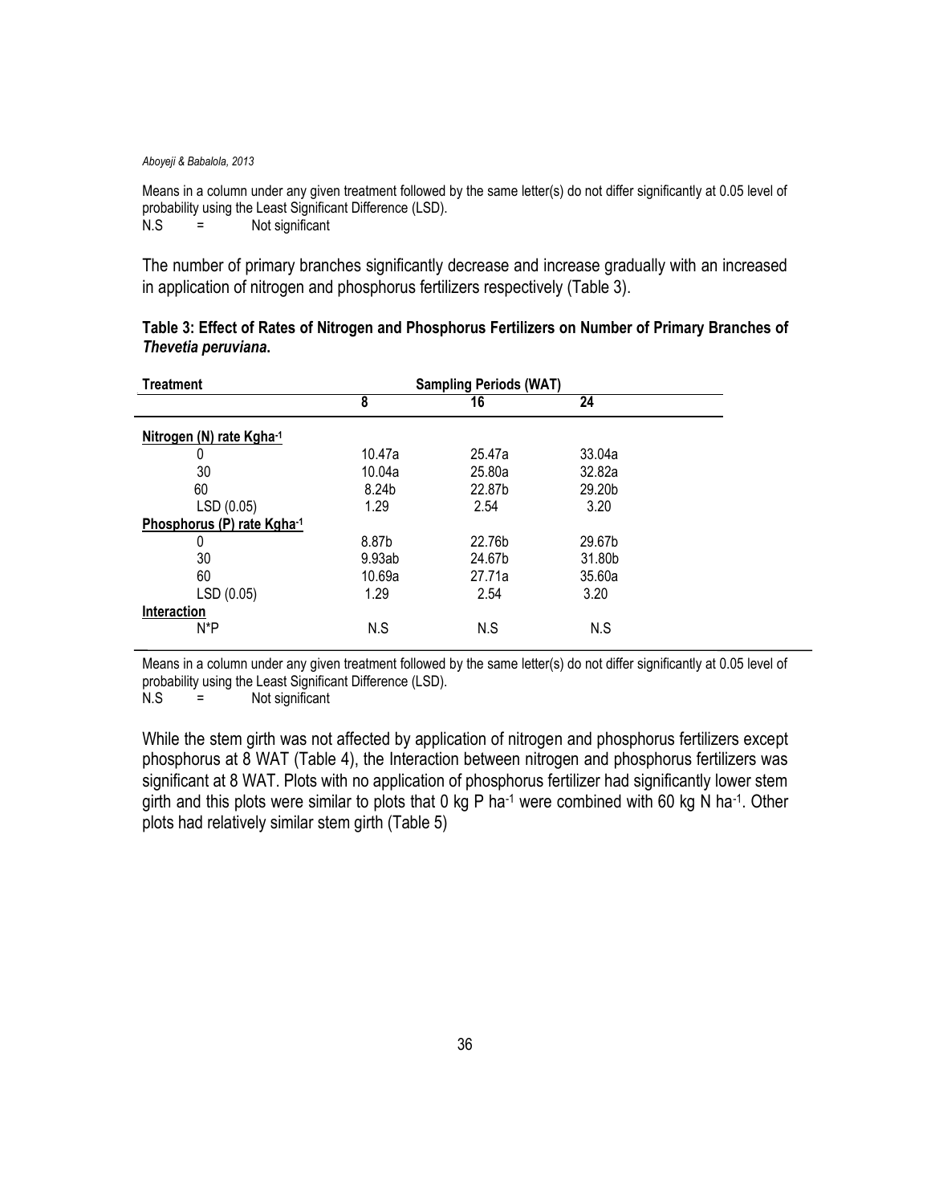Means in a column under any given treatment followed by the same letter(s) do not differ significantly at 0.05 level of probability using the Least Significant Difference (LSD).
N.S = Not significant

The number of primary branches significantly decrease and increase gradually with an increased in application of nitrogen and phosphorus fertilizers respectively (Table 3).

**Table 3: Effect of Rates of Nitrogen and Phosphorus Fertilizers on Number of Primary Branches of *Thevetia peruviana*.**

| Treatment | Sampling Periods (WAT) | | |
|---|---|---|---|
| | 8 | 16 | 24 |
| **Nitrogen (N) rate Kgha$^{-1}$** | | | |
| 0 | 10.47a | 25.47a | 33.04a |
| 30 | 10.04a | 25.80a | 32.82a |
| 60 | 8.24b | 22.87b | 29.20b |
| LSD (0.05) | 1.29 | 2.54 | 3.20 |
| **Phosphorus (P) rate Kgha$^{-1}$** | | | |
| 0 | 8.87b | 22.76b | 29.67b |
| 30 | 9.93ab | 24.67b | 31.80b |
| 60 | 10.69a | 27.71a | 35.60a |
| LSD (0.05) | 1.29 | 2.54 | 3.20 |
| **Interaction** | | | |
| N*P | N.S | N.S | N.S |

Means in a column under any given treatment followed by the same letter(s) do not differ significantly at 0.05 level of probability using the Least Significant Difference (LSD).
N.S = Not significant

While the stem girth was not affected by application of nitrogen and phosphorus fertilizers except phosphorus at 8 WAT (Table 4), the Interaction between nitrogen and phosphorus fertilizers was significant at 8 WAT. Plots with no application of phosphorus fertilizer had significantly lower stem girth and this plots were similar to plots that 0 kg P ha$^{-1}$ were combined with 60 kg N ha$^{-1}$. Other plots had relatively similar stem girth (Table 5)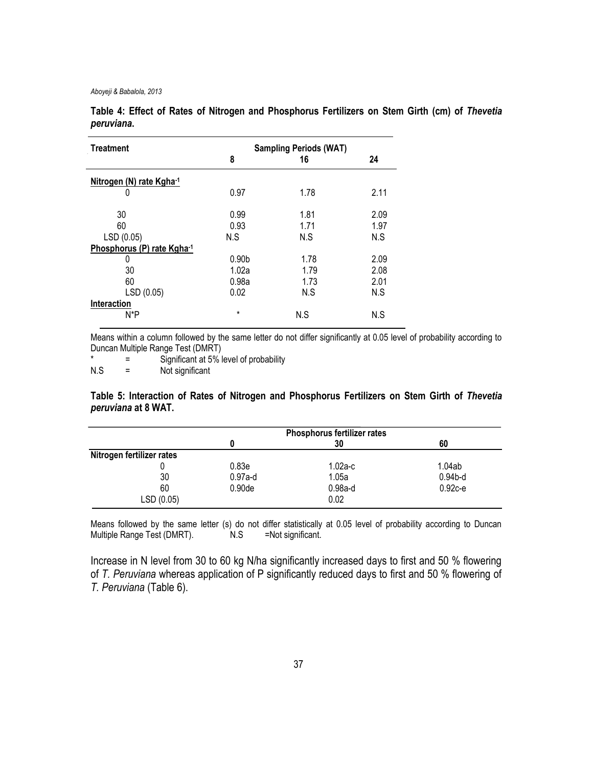**Table 4: Effect of Rates of Nitrogen and Phosphorus Fertilizers on Stem Girth (cm) of *Thevetia peruviana*.**

| Treatment | Sampling Periods (WAT) | | |
|---|---|---|---|
| | 8 | 16 | 24 |
| <u>Nitrogen (N) rate Kgha$^{-1}$</u> | | | |
| 0 | 0.97 | 1.78 | 2.11 |
| 30 | 0.99 | 1.81 | 2.09 |
| 60 | 0.93 | 1.71 | 1.97 |
| LSD (0.05) | N.S | N.S | N.S |
| <u>Phosphorus (P) rate Kgha$^{-1}$</u> | | | |
| 0 | 0.90b | 1.78 | 2.09 |
| 30 | 1.02a | 1.79 | 2.08 |
| 60 | 0.98a | 1.73 | 2.01 |
| LSD (0.05) | 0.02 | N.S | N.S |
| <u>Interaction</u> | | | |
| N*P | * | N.S | N.S |

Means within a column followed by the same letter do not differ significantly at 0.05 level of probability according to Duncan Multiple Range Test (DMRT)

\* = Significant at 5% level of probability

N.S = Not significant

**Table 5: Interaction of Rates of Nitrogen and Phosphorus Fertilizers on Stem Girth of *Thevetia peruviana* at 8 WAT.**

| | Phosphorus fertilizer rates | | |
|---|---|---|---|
| | 0 | 30 | 60 |
| **Nitrogen fertilizer rates** | | | |
| 0 | 0.83e | 1.02a-c | 1.04ab |
| 30 | 0.97a-d | 1.05a | 0.94b-d |
| 60 | 0.90de | 0.98a-d | 0.92c-e |
| LSD (0.05) | | 0.02 | |

Means followed by the same letter (s) do not differ statistically at 0.05 level of probability according to Duncan Multiple Range Test (DMRT). N.S =Not significant.

Increase in N level from 30 to 60 kg N/ha significantly increased days to first and 50 % flowering of *T. Peruviana* whereas application of P significantly reduced days to first and 50 % flowering of *T. Peruviana* (Table 6).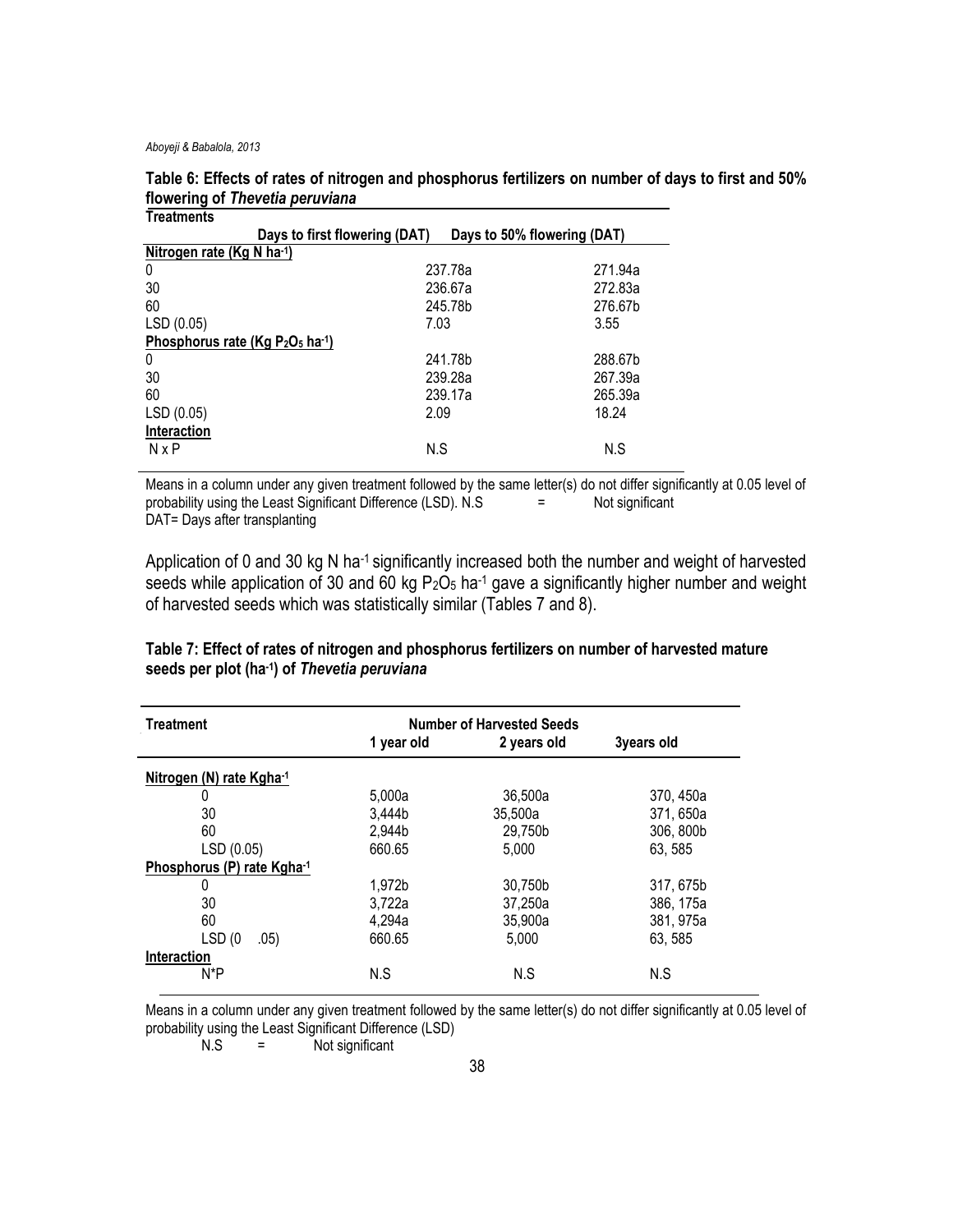**Table 6: Effects of rates of nitrogen and phosphorus fertilizers on number of days to first and 50% flowering of *Thevetia peruviana***

| Treatments | Days to first flowering (DAT) | Days to 50% flowering (DAT) |
|---|---|---|
| **Nitrogen rate (Kg N ha$^{-1}$)** | | |
| 0 | 237.78a | 271.94a |
| 30 | 236.67a | 272.83a |
| 60 | 245.78b | 276.67b |
| LSD (0.05) | 7.03 | 3.55 |
| **Phosphorus rate (Kg $P_2O_5$ ha$^{-1}$)** | | |
| 0 | 241.78b | 288.67b |
| 30 | 239.28a | 267.39a |
| 60 | 239.17a | 265.39a |
| LSD (0.05) | 2.09 | 18.24 |
| **Interaction** | | |
| N x P | N.S | N.S |

Means in a column under any given treatment followed by the same letter(s) do not differ significantly at 0.05 level of probability using the Least Significant Difference (LSD). N.S = Not significant
DAT= Days after transplanting

Application of 0 and 30 kg N ha$^{-1}$ significantly increased both the number and weight of harvested seeds while application of 30 and 60 kg $P_2O_5$ ha$^{-1}$ gave a significantly higher number and weight of harvested seeds which was statistically similar (Tables 7 and 8).

**Table 7: Effect of rates of nitrogen and phosphorus fertilizers on number of harvested mature seeds per plot (ha$^{-1}$) of *Thevetia peruviana***

| Treatment | Number of Harvested Seeds | | |
|---|---|---|---|
| | 1 year old | 2 years old | 3years old |
| **Nitrogen (N) rate Kgha$^{-1}$** | | | |
| 0 | 5,000a | 36,500a | 370, 450a |
| 30 | 3,444b | 35,500a | 371, 650a |
| 60 | 2,944b | 29,750b | 306, 800b |
| LSD (0.05) | 660.65 | 5,000 | 63, 585 |
| **Phosphorus (P) rate Kgha$^{-1}$** | | | |
| 0 | 1,972b | 30,750b | 317, 675b |
| 30 | 3,722a | 37,250a | 386, 175a |
| 60 | 4,294a | 35,900a | 381, 975a |
| LSD (0 .05) | 660.65 | 5,000 | 63, 585 |
| **Interaction** | | | |
| N*P | N.S | N.S | N.S |

Means in a column under any given treatment followed by the same letter(s) do not differ significantly at 0.05 level of probability using the Least Significant Difference (LSD)
N.S = Not significant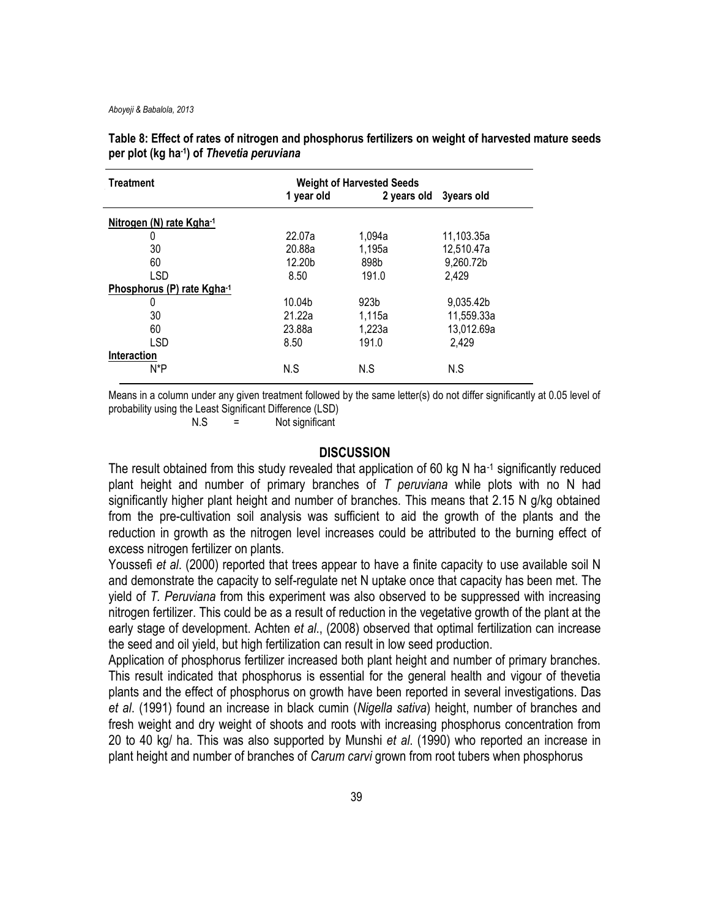**Table 8: Effect of rates of nitrogen and phosphorus fertilizers on weight of harvested mature seeds per plot (kg ha$^{-1}$) of *Thevetia peruviana***

| Treatment | Weight of Harvested Seeds | | |
|---|---|---|---|
| | 1 year old | 2 years old | 3years old |
| **Nitrogen (N) rate Kgha$^{-1}$** | | | |
| 0 | 22.07a | 1,094a | 11,103.35a |
| 30 | 20.88a | 1,195a | 12,510.47a |
| 60 | 12.20b | 898b | 9,260.72b |
| LSD | 8.50 | 191.0 | 2,429 |
| **Phosphorus (P) rate Kgha$^{-1}$** | | | |
| 0 | 10.04b | 923b | 9,035.42b |
| 30 | 21.22a | 1,115a | 11,559.33a |
| 60 | 23.88a | 1,223a | 13,012.69a |
| LSD | 8.50 | 191.0 | 2,429 |
| **Interaction** | | | |
| N*P | N.S | N.S | N.S |

Means in a column under any given treatment followed by the same letter(s) do not differ significantly at 0.05 level of probability using the Least Significant Difference (LSD)

N.S = Not significant

## DISCUSSION

The result obtained from this study revealed that application of 60 kg N ha$^{-1}$ significantly reduced plant height and number of primary branches of *T peruviana* while plots with no N had significantly higher plant height and number of branches. This means that 2.15 N g/kg obtained from the pre-cultivation soil analysis was sufficient to aid the growth of the plants and the reduction in growth as the nitrogen level increases could be attributed to the burning effect of excess nitrogen fertilizer on plants.

Youssefi *et al*. (2000) reported that trees appear to have a finite capacity to use available soil N and demonstrate the capacity to self-regulate net N uptake once that capacity has been met. The yield of *T. Peruviana* from this experiment was also observed to be suppressed with increasing nitrogen fertilizer. This could be as a result of reduction in the vegetative growth of the plant at the early stage of development. Achten *et al*., (2008) observed that optimal fertilization can increase the seed and oil yield, but high fertilization can result in low seed production.

Application of phosphorus fertilizer increased both plant height and number of primary branches. This result indicated that phosphorus is essential for the general health and vigour of thevetia plants and the effect of phosphorus on growth have been reported in several investigations. Das *et al*. (1991) found an increase in black cumin (*Nigella sativa*) height, number of branches and fresh weight and dry weight of shoots and roots with increasing phosphorus concentration from 20 to 40 kg/ ha. This was also supported by Munshi *et al*. (1990) who reported an increase in plant height and number of branches of *Carum carvi* grown from root tubers when phosphorus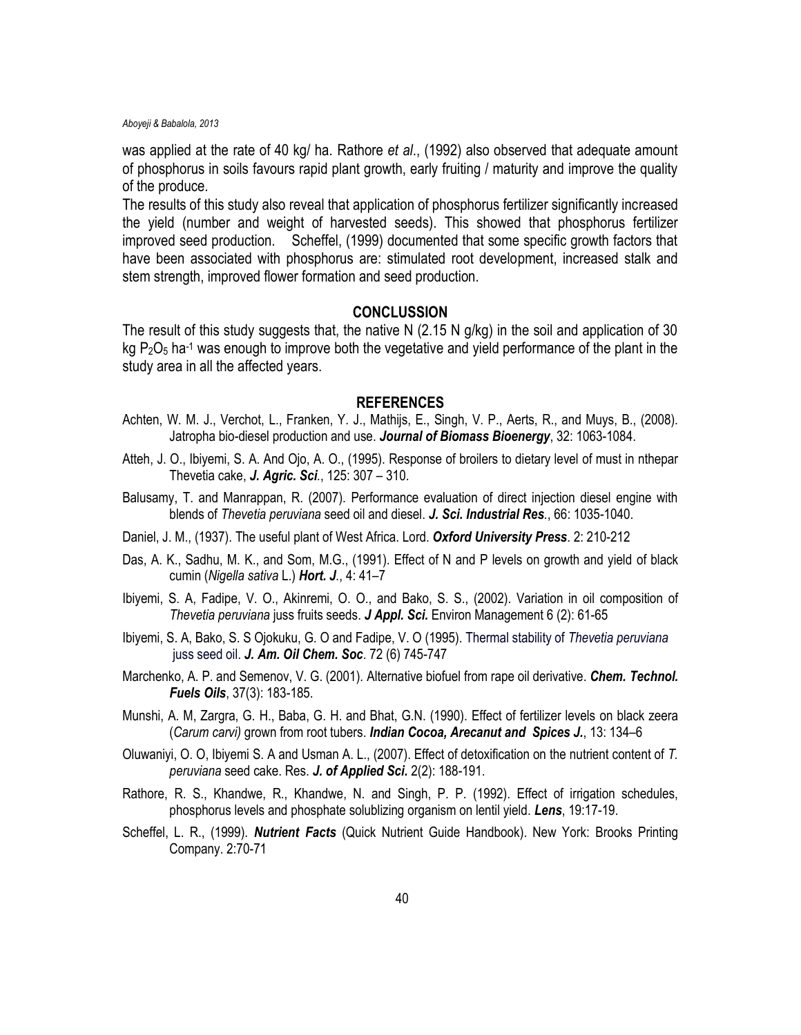was applied at the rate of 40 kg/ ha. Rathore *et al*., (1992) also observed that adequate amount of phosphorus in soils favours rapid plant growth, early fruiting / maturity and improve the quality of the produce.

The results of this study also reveal that application of phosphorus fertilizer significantly increased the yield (number and weight of harvested seeds). This showed that phosphorus fertilizer improved seed production. Scheffel, (1999) documented that some specific growth factors that have been associated with phosphorus are: stimulated root development, increased stalk and stem strength, improved flower formation and seed production.

## CONCLUSSION

The result of this study suggests that, the native N (2.15 N g/kg) in the soil and application of 30 kg $P_2O_5$ $ha^{-1}$ was enough to improve both the vegetative and yield performance of the plant in the study area in all the affected years.

## REFERENCES

Achten, W. M. J., Verchot, L., Franken, Y. J., Mathijs, E., Singh, V. P., Aerts, R., and Muys, B., (2008). Jatropha bio-diesel production and use. ***Journal of Biomass Bioenergy***, 32: 1063-1084.

Atteh, J. O., Ibiyemi, S. A. And Ojo, A. O., (1995). Response of broilers to dietary level of must in nthepar Thevetia cake, ***J. Agric. Sci***., 125: 307 – 310.

Balusamy, T. and Manrappan, R. (2007). Performance evaluation of direct injection diesel engine with blends of *Thevetia peruviana* seed oil and diesel. ***J. Sci. Industrial Res***., 66: 1035-1040.

Daniel, J. M., (1937). The useful plant of West Africa. Lord. ***Oxford University Press***. 2: 210-212

Das, A. K., Sadhu, M. K., and Som, M.G., (1991). Effect of N and P levels on growth and yield of black cumin (*Nigella sativa* L.) ***Hort. J***., 4: 41–7

Ibiyemi, S. A, Fadipe, V. O., Akinremi, O. O., and Bako, S. S., (2002). Variation in oil composition of *Thevetia peruviana* juss fruits seeds. ***J Appl. Sci.*** Environ Management 6 (2): 61-65

Ibiyemi, S. A, Bako, S. S Ojokuku, G. O and Fadipe, V. O (1995). Thermal stability of *Thevetia peruviana* juss seed oil. ***J. Am. Oil Chem. Soc***. 72 (6) 745-747

Marchenko, A. P. and Semenov, V. G. (2001). Alternative biofuel from rape oil derivative. ***Chem. Technol. Fuels Oils***, 37(3): 183-185.

Munshi, A. M, Zargra, G. H., Baba, G. H. and Bhat, G.N. (1990). Effect of fertilizer levels on black zeera (*Carum carvi)* grown from root tubers. ***Indian Cocoa, Arecanut and Spices J.***, 13: 134–6

Oluwaniyi, O. O, Ibiyemi S. A and Usman A. L., (2007). Effect of detoxification on the nutrient content of *T. peruviana* seed cake. Res. ***J. of Applied Sci.*** 2(2): 188-191.

Rathore, R. S., Khandwe, R., Khandwe, N. and Singh, P. P. (1992). Effect of irrigation schedules, phosphorus levels and phosphate solublizing organism on lentil yield. ***Lens***, 19:17-19.

Scheffel, L. R., (1999). ***Nutrient Facts*** (Quick Nutrient Guide Handbook). New York: Brooks Printing Company. 2:70-71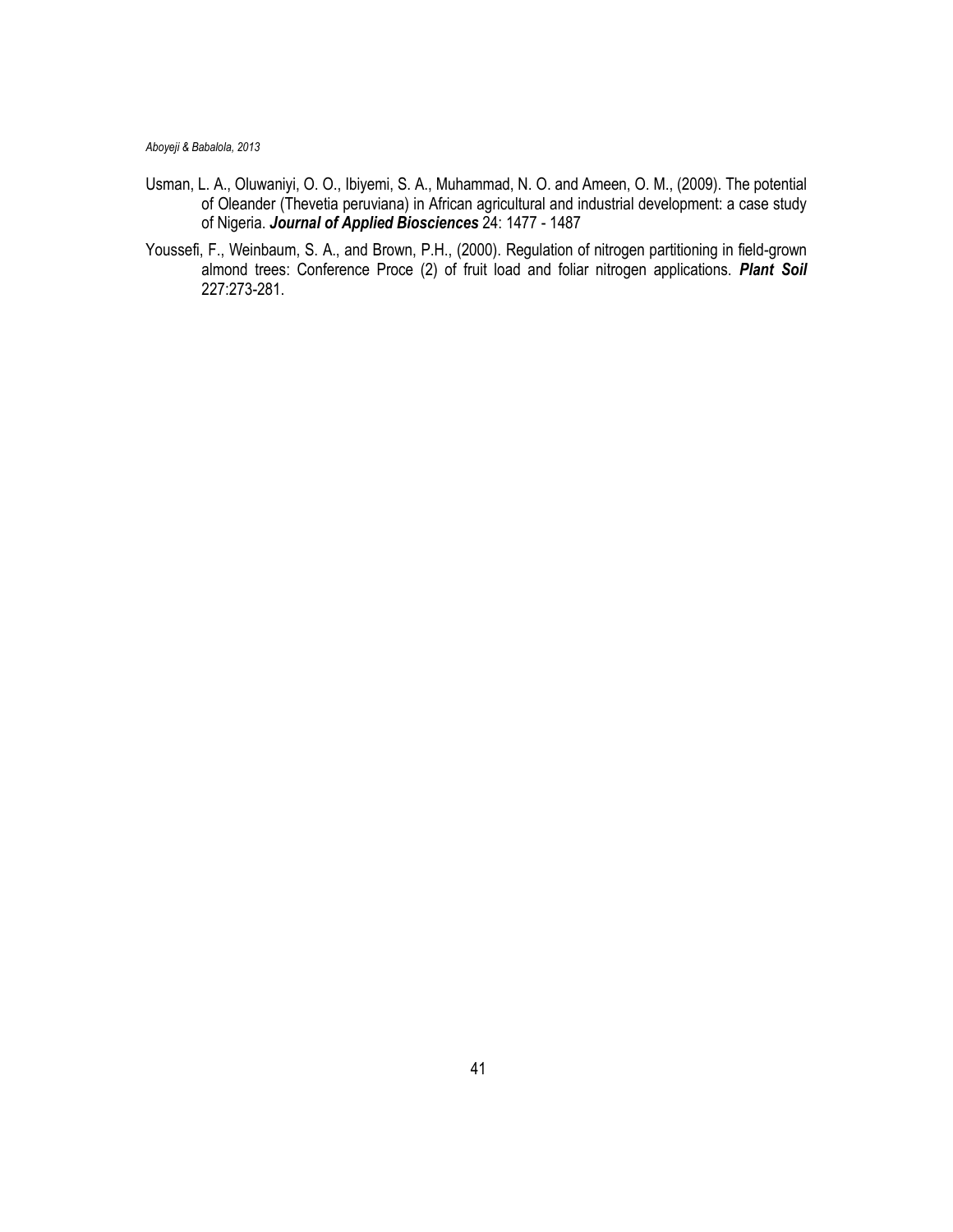Usman, L. A., Oluwaniyi, O. O., Ibiyemi, S. A., Muhammad, N. O. and Ameen, O. M., (2009). The potential of Oleander (Thevetia peruviana) in African agricultural and industrial development: a case study of Nigeria. ***Journal of Applied Biosciences*** 24: 1477 - 1487

Youssefi, F., Weinbaum, S. A., and Brown, P.H., (2000). Regulation of nitrogen partitioning in field-grown almond trees: Conference Proce (2) of fruit load and foliar nitrogen applications. ***Plant Soil*** 227:273-281.